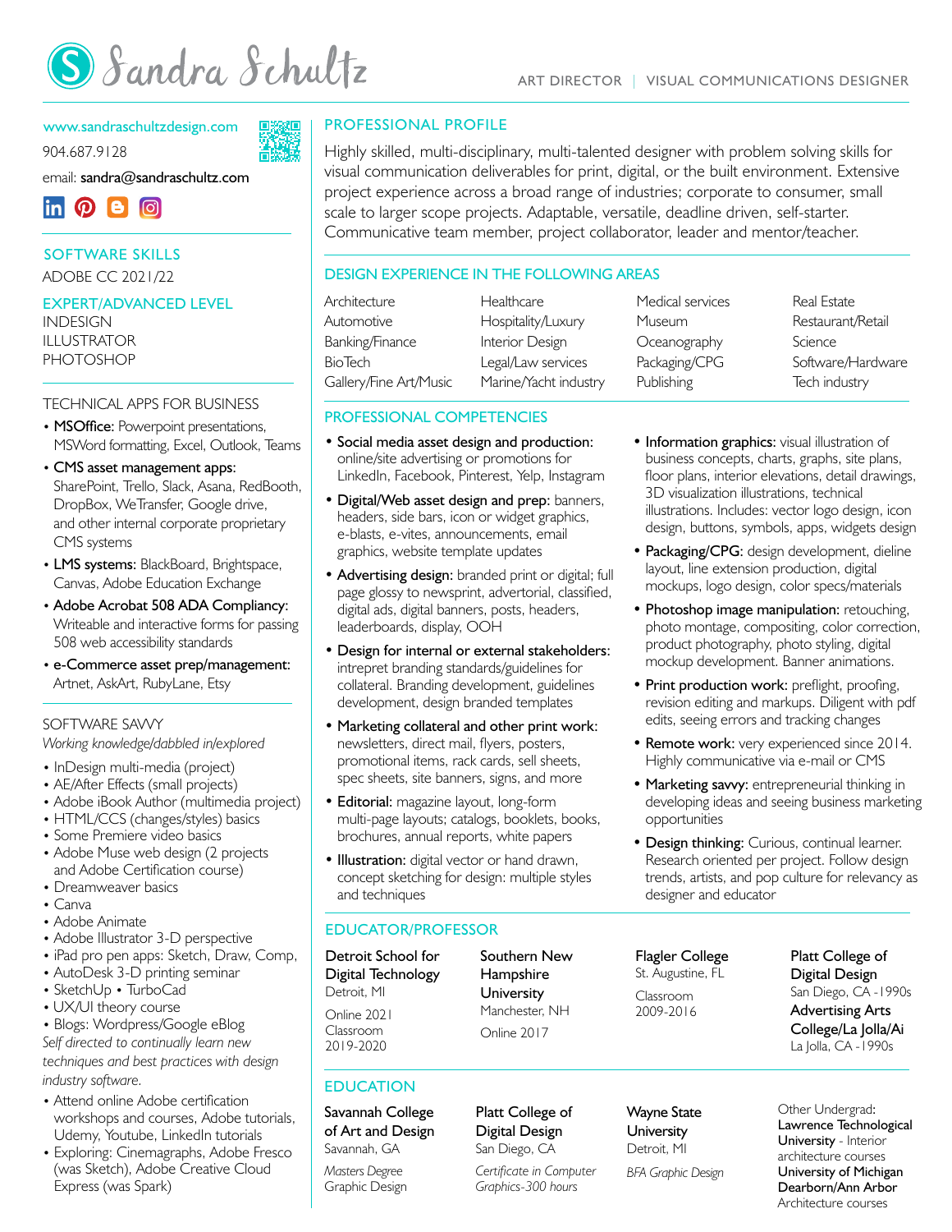# Sandra Schultz

ART DIRECTOR | VISUAL COMMUNICATIONS DESIGNER

www.sandraschultzdesign.com

904.687.9128

email: **sandra@sandraschultz.com**

## SOFTWARE SKILLS

ADOBE CC 2021/22

### EXPERT/ADVANCED LEVEL

INDESIGN
ILLUSTRATOR
PHOTOSHOP

### TECHNICAL APPS FOR BUSINESS

- **MSOffice:** Powerpoint presentations, MSWord formatting, Excel, Outlook, Teams
- **CMS asset management apps:** SharePoint, Trello, Slack, Asana, RedBooth, DropBox, WeTransfer, Google drive, and other internal corporate proprietary CMS systems
- **LMS systems:** BlackBoard, Brightspace, Canvas, Adobe Education Exchange
- **Adobe Acrobat 508 ADA Compliancy:** Writeable and interactive forms for passing 508 web accessibility standards
- **e-Commerce asset prep/management:** Artnet, AskArt, RubyLane, Etsy

### SOFTWARE SAVVY

*Working knowledge/dabbled in/explored*

- InDesign multi-media (project)
- AE/After Effects (small projects)
- Adobe iBook Author (multimedia project)
- HTML/CCS (changes/styles) basics
- Some Premiere video basics
- Adobe Muse web design (2 projects and Adobe Certification course)
- Dreamweaver basics
- Canva
- Adobe Animate
- Adobe Illustrator 3-D perspective
- iPad pro pen apps: Sketch, Draw, Comp,
- AutoDesk 3-D printing seminar
- SketchUp • TurboCad
- UX/UI theory course
- Blogs: Wordpress/Google eBlog

*Self directed to continually learn new techniques and best practices with design industry software.*

- Attend online Adobe certification workshops and courses, Adobe tutorials, Udemy, Youtube, LinkedIn tutorials
- Exploring: Cinemagraphs, Adobe Fresco (was Sketch), Adobe Creative Cloud Express (was Spark)

## PROFESSIONAL PROFILE

Highly skilled, multi-disciplinary, multi-talented designer with problem solving skills for visual communication deliverables for print, digital, or the built environment. Extensive project experience across a broad range of industries; corporate to consumer, small scale to larger scope projects. Adaptable, versatile, deadline driven, self-starter. Communicative team member, project collaborator, leader and mentor/teacher.

## DESIGN EXPERIENCE IN THE FOLLOWING AREAS

| | | | |
|---|---|---|---|
| Architecture | Healthcare | Medical services | Real Estate |
| Automotive | Hospitality/Luxury | Museum | Restaurant/Retail |
| Banking/Finance | Interior Design | Oceanography | Science |
| BioTech | Legal/Law services | Packaging/CPG | Software/Hardware |
| Gallery/Fine Art/Music | Marine/Yacht industry | Publishing | Tech industry |

## PROFESSIONAL COMPETENCIES

- **Social media asset design and production:** online/site advertising or promotions for LinkedIn, Facebook, Pinterest, Yelp, Instagram
- **Digital/Web asset design and prep:** banners, headers, side bars, icon or widget graphics, e-blasts, e-vites, announcements, email graphics, website template updates
- **Advertising design:** branded print or digital; full page glossy to newsprint, advertorial, classified, digital ads, digital banners, posts, headers, leaderboards, display, OOH
- **Design for internal or external stakeholders:** intepret branding standards/guidelines for collateral. Branding development, guidelines development, design branded templates
- **Marketing collateral and other print work:** newsletters, direct mail, flyers, posters, promotional items, rack cards, sell sheets, spec sheets, site banners, signs, and more
- **Editorial:** magazine layout, long-form multi-page layouts; catalogs, booklets, books, brochures, annual reports, white papers
- **Illustration:** digital vector or hand drawn, concept sketching for design: multiple styles and techniques
- **Information graphics:** visual illustration of business concepts, charts, graphs, site plans, floor plans, interior elevations, detail drawings, 3D visualization illustrations, technical illustrations. Includes: vector logo design, icon design, buttons, symbols, apps, widgets design
- **Packaging/CPG:** design development, dieline layout, line extension production, digital mockups, logo design, color specs/materials
- **Photoshop image manipulation:** retouching, photo montage, compositing, color correction, product photography, photo styling, digital mockup development. Banner animations.
- **Print production work:** preflight, proofing, revision editing and markups. Diligent with pdf edits, seeing errors and tracking changes
- **Remote work:** very experienced since 2014. Highly communicative via e-mail or CMS
- **Marketing savvy:** entrepreneurial thinking in developing ideas and seeing business marketing opportunities
- **Design thinking:** Curious, continual learner. Research oriented per project. Follow design trends, artists, and pop culture for relevancy as designer and educator

## EDUCATOR/PROFESSOR

**Detroit School for Digital Technology**
Detroit, MI
Online 2021
Classroom 2019-2020

**Southern New Hampshire University**
Manchester, NH
Online 2017

**Flagler College**
St. Augustine, FL
Classroom 2009-2016

**Platt College of Digital Design**
San Diego, CA -1990s

**Advertising Arts College/La Jolla/Ai**
La Jolla, CA -1990s

## EDUCATION

**Savannah College of Art and Design**
Savannah, GA
*Masters Degree*
Graphic Design

**Platt College of Digital Design**
San Diego, CA
*Certificate in Computer Graphics-300 hours*

**Wayne State University**
Detroit, MI
*BFA Graphic Design*

Other Undergrad:
**Lawrence Technological University** - Interior architecture courses
**University of Michigan Dearborn/Ann Arbor**
Architecture courses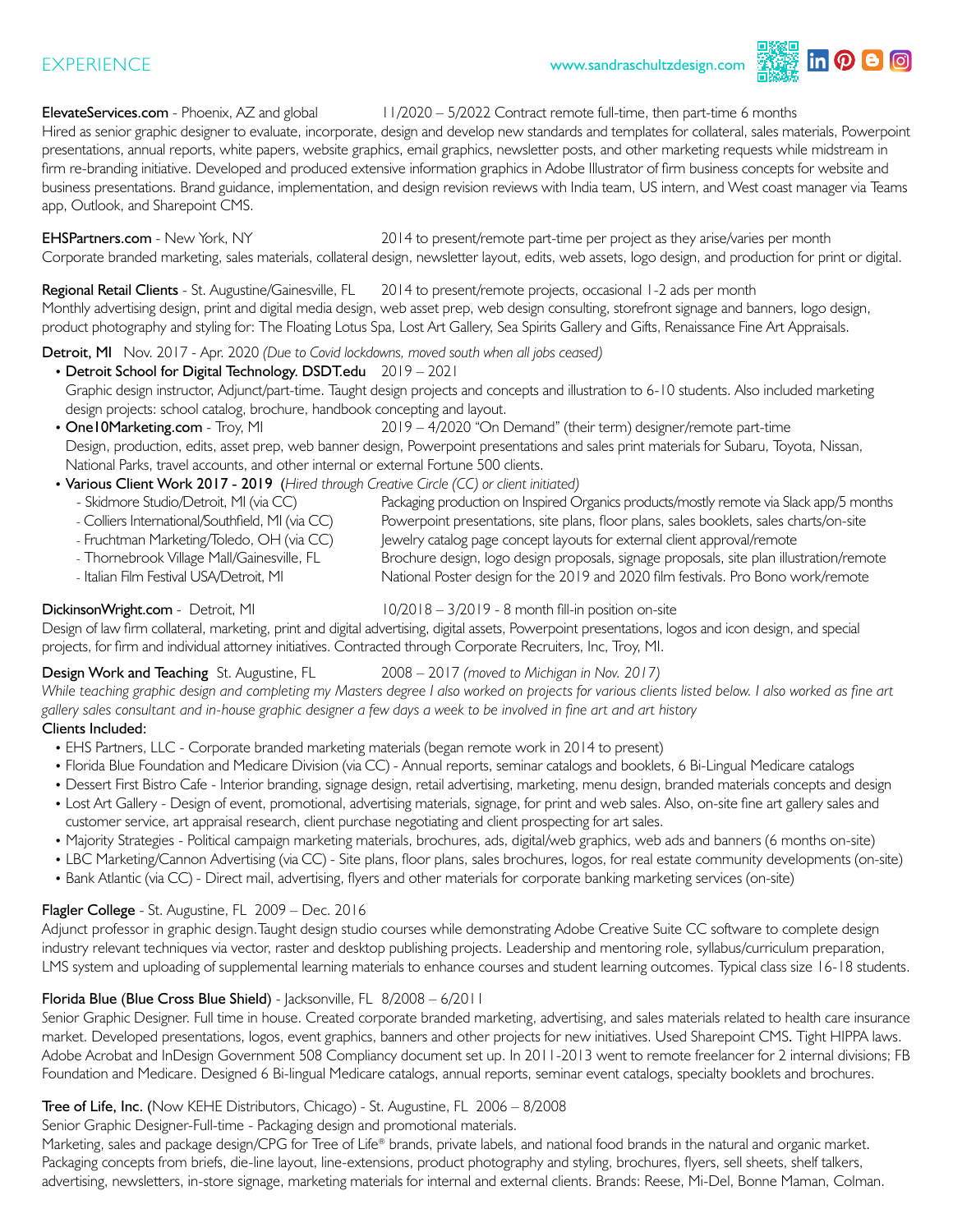## EXPERIENCE

www.sandraschultzdesign.com

**ElevateServices.com** - Phoenix, AZ and global 11/2020 – 5/2022 Contract remote full-time, then part-time 6 months
Hired as senior graphic designer to evaluate, incorporate, design and develop new standards and templates for collateral, sales materials, Powerpoint presentations, annual reports, white papers, website graphics, email graphics, newsletter posts, and other marketing requests while midstream in firm re-branding initiative. Developed and produced extensive information graphics in Adobe Illustrator of firm business concepts for website and business presentations. Brand guidance, implementation, and design revision reviews with India team, US intern, and West coast manager via Teams app, Outlook, and Sharepoint CMS.

**EHSPartners.com** - New York, NY 2014 to present/remote part-time per project as they arise/varies per month
Corporate branded marketing, sales materials, collateral design, newsletter layout, edits, web assets, logo design, and production for print or digital.

**Regional Retail Clients** - St. Augustine/Gainesville, FL 2014 to present/remote projects, occasional 1-2 ads per month
Monthly advertising design, print and digital media design, web asset prep, web design consulting, storefront signage and banners, logo design, product photography and styling for: The Floating Lotus Spa, Lost Art Gallery, Sea Spirits Gallery and Gifts, Renaissance Fine Art Appraisals.

**Detroit, MI** Nov. 2017 - Apr. 2020 *(Due to Covid lockdowns, moved south when all jobs ceased)*

- **Detroit School for Digital Technology. DSDT.edu** 2019 – 2021
  Graphic design instructor, Adjunct/part-time. Taught design projects and concepts and illustration to 6-10 students. Also included marketing design projects: school catalog, brochure, handbook concepting and layout.
- **One10Marketing.com** - Troy, MI 2019 – 4/2020 "On Demand" (their term) designer/remote part-time
  Design, production, edits, asset prep, web banner design, Powerpoint presentations and sales print materials for Subaru, Toyota, Nissan, National Parks, travel accounts, and other internal or external Fortune 500 clients.
- **Various Client Work 2017 - 2019** (*Hired through Creative Circle (CC) or client initiated)*
  - Skidmore Studio/Detroit, MI (via CC) — Packaging production on Inspired Organics products/mostly remote via Slack app/5 months
  - Colliers International/Southfield, MI (via CC) — Powerpoint presentations, site plans, floor plans, sales booklets, sales charts/on-site
  - Fruchtman Marketing/Toledo, OH (via CC) — Jewelry catalog page concept layouts for external client approval/remote
  - Thornebrook Village Mall/Gainesville, FL — Brochure design, logo design proposals, signage proposals, site plan illustration/remote
  - Italian Film Festival USA/Detroit, MI — National Poster design for the 2019 and 2020 film festivals. Pro Bono work/remote

**DickinsonWright.com** - Detroit, MI 10/2018 – 3/2019 - 8 month fill-in position on-site
Design of law firm collateral, marketing, print and digital advertising, digital assets, Powerpoint presentations, logos and icon design, and special projects, for firm and individual attorney initiatives. Contracted through Corporate Recruiters, Inc, Troy, MI.

**Design Work and Teaching** St. Augustine, FL 2008 – 2017 *(moved to Michigan in Nov. 2017)*
*While teaching graphic design and completing my Masters degree I also worked on projects for various clients listed below. I also worked as fine art gallery sales consultant and in-house graphic designer a few days a week to be involved in fine art and art history*
Clients Included:

- EHS Partners, LLC - Corporate branded marketing materials (began remote work in 2014 to present)
- Florida Blue Foundation and Medicare Division (via CC) - Annual reports, seminar catalogs and booklets, 6 Bi-Lingual Medicare catalogs
- Dessert First Bistro Cafe - Interior branding, signage design, retail advertising, marketing, menu design, branded materials concepts and design
- Lost Art Gallery - Design of event, promotional, advertising materials, signage, for print and web sales. Also, on-site fine art gallery sales and customer service, art appraisal research, client purchase negotiating and client prospecting for art sales.
- Majority Strategies - Political campaign marketing materials, brochures, ads, digital/web graphics, web ads and banners (6 months on-site)
- LBC Marketing/Cannon Advertising (via CC) - Site plans, floor plans, sales brochures, logos, for real estate community developments (on-site)
- Bank Atlantic (via CC) - Direct mail, advertising, flyers and other materials for corporate banking marketing services (on-site)

**Flagler College** - St. Augustine, FL 2009 – Dec. 2016
Adjunct professor in graphic design. Taught design studio courses while demonstrating Adobe Creative Suite CC software to complete design industry relevant techniques via vector, raster and desktop publishing projects. Leadership and mentoring role, syllabus/curriculum preparation, LMS system and uploading of supplemental learning materials to enhance courses and student learning outcomes. Typical class size 16-18 students.

**Florida Blue (Blue Cross Blue Shield)** - Jacksonville, FL 8/2008 – 6/2011
Senior Graphic Designer. Full time in house. Created corporate branded marketing, advertising, and sales materials related to health care insurance market. Developed presentations, logos, event graphics, banners and other projects for new initiatives. Used Sharepoint CMS. Tight HIPPA laws. Adobe Acrobat and InDesign Government 508 Compliancy document set up. In 2011-2013 went to remote freelancer for 2 internal divisions; FB Foundation and Medicare. Designed 6 Bi-lingual Medicare catalogs, annual reports, seminar event catalogs, specialty booklets and brochures.

**Tree of Life, Inc.** (Now KEHE Distributors, Chicago) - St. Augustine, FL 2006 – 8/2008
Senior Graphic Designer-Full-time - Packaging design and promotional materials.
Marketing, sales and package design/CPG for Tree of Life® brands, private labels, and national food brands in the natural and organic market. Packaging concepts from briefs, die-line layout, line-extensions, product photography and styling, brochures, flyers, sell sheets, shelf talkers, advertising, newsletters, in-store signage, marketing materials for internal and external clients. Brands: Reese, Mi-Del, Bonne Maman, Colman.